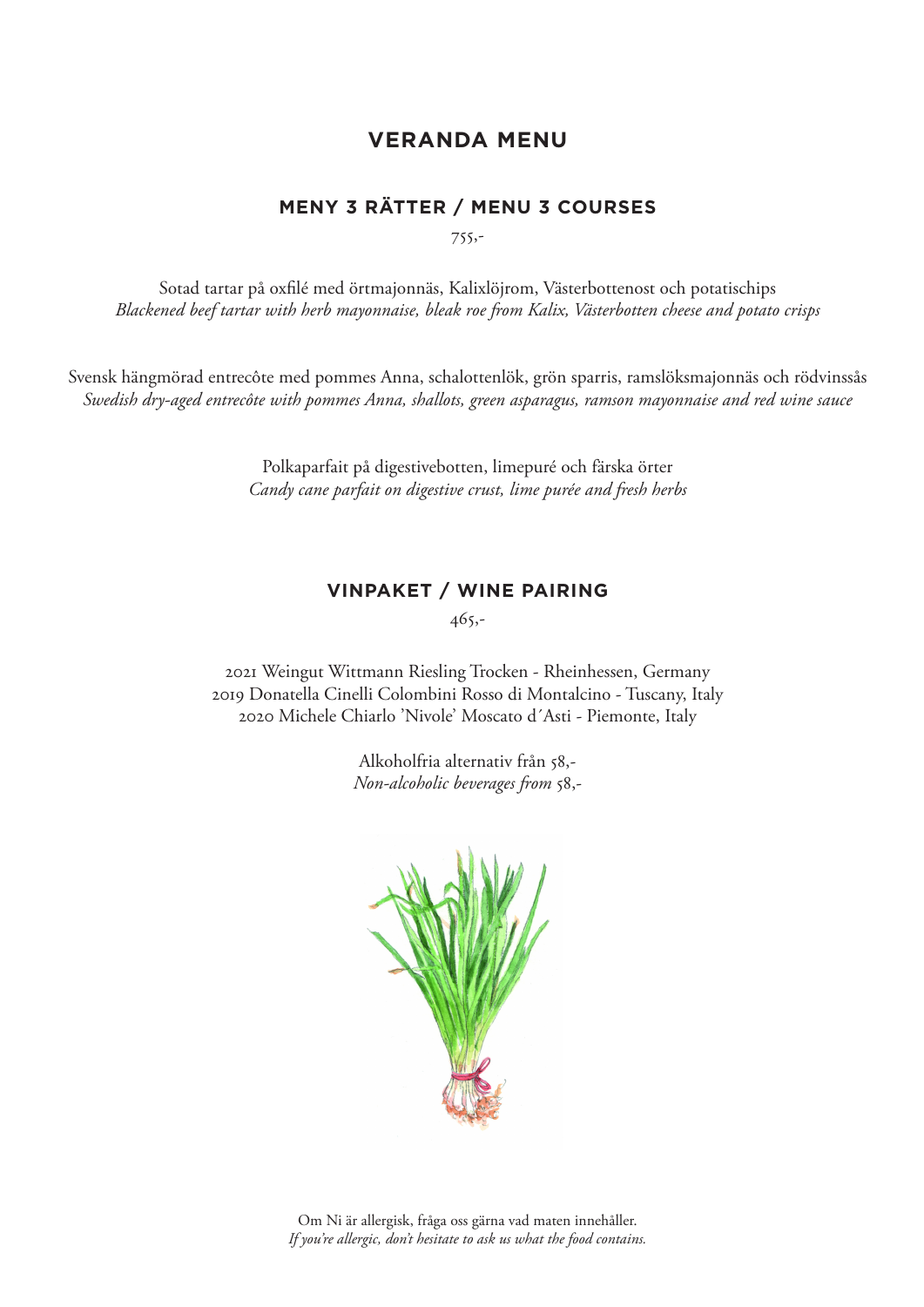# VERANDA MENU

## MENY 3 RÄTTER / MENU 3 COURSES

755,-

Sotad tartar på oxfilé med örtmajonnäs, Kalixlöjrom, Västerbottenost och potatischips
*Blackened beef tartar with herb mayonnaise, bleak roe from Kalix, Västerbotten cheese and potato crisps*

Svensk hängmörad entrecôte med pommes Anna, schalottenlök, grön sparris, ramslöksmajonnäs och rödvinssås
*Swedish dry-aged entrecôte with pommes Anna, shallots, green asparagus, ramson mayonnaise and red wine sauce*

Polkaparfait på digestivebotten, limepuré och färska örter
*Candy cane parfait on digestive crust, lime purée and fresh herbs*

## VINPAKET / WINE PAIRING

465,-

2021 Weingut Wittmann Riesling Trocken - Rheinhessen, Germany
2019 Donatella Cinelli Colombini Rosso di Montalcino - Tuscany, Italy
2020 Michele Chiarlo 'Nivole' Moscato d´Asti - Piemonte, Italy

Alkoholfria alternativ från 58,-
*Non-alcoholic beverages from* 58,-

Om Ni är allergisk, fråga oss gärna vad maten innehåller.
*If you're allergic, don't hesitate to ask us what the food contains.*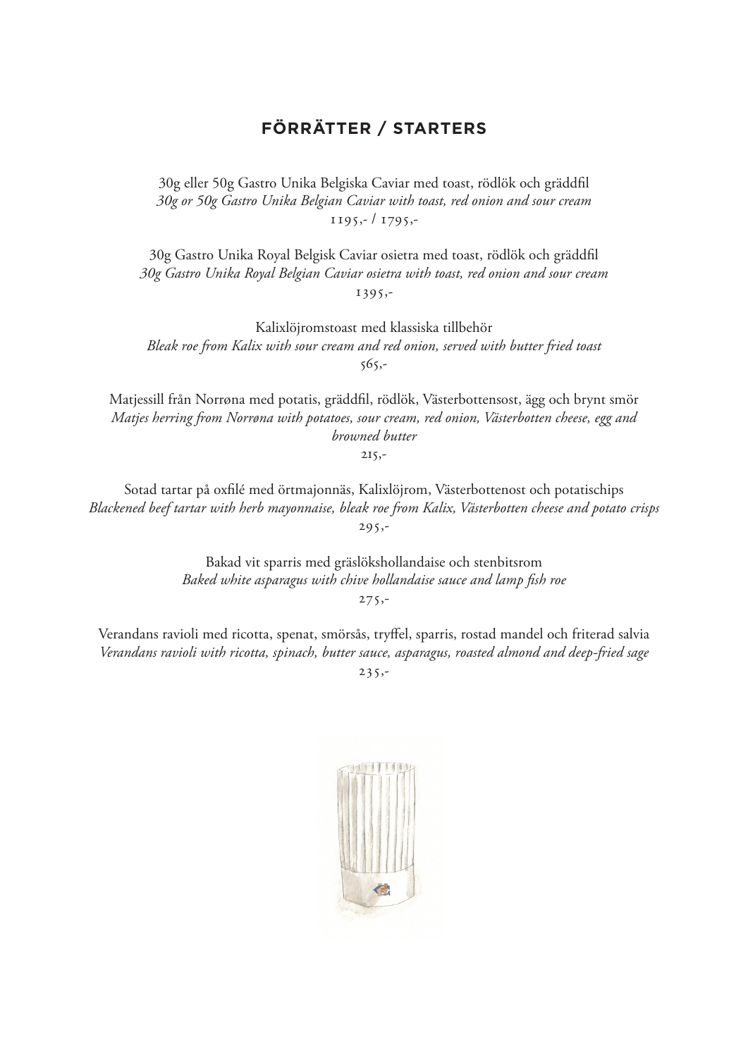## FÖRRÄTTER / STARTERS

30g eller 50g Gastro Unika Belgiska Caviar med toast, rödlök och gräddfil
*30g or 50g Gastro Unika Belgian Caviar with toast, red onion and sour cream*
1195,- / 1795,-

30g Gastro Unika Royal Belgisk Caviar osietra med toast, rödlök och gräddfil
*30g Gastro Unika Royal Belgian Caviar osietra with toast, red onion and sour cream*
1395,-

Kalixlöjromstoast med klassiska tillbehör
*Bleak roe from Kalix with sour cream and red onion, served with butter fried toast*
565,-

Matjessill från Norrøna med potatis, gräddfil, rödlök, Västerbottensost, ägg och brynt smör
*Matjes herring from Norrøna with potatoes, sour cream, red onion, Västerbotten cheese, egg and browned butter*
215,-

Sotad tartar på oxfilé med örtmajonnäs, Kalixlöjrom, Västerbottenost och potatischips
*Blackened beef tartar with herb mayonnaise, bleak roe from Kalix, Västerbotten cheese and potato crisps*
295,-

Bakad vit sparris med gräslökshollandaise och stenbitsrom
*Baked white asparagus with chive hollandaise sauce and lamp fish roe*
275,-

Verandans ravioli med ricotta, spenat, smörsås, tryffel, sparris, rostad mandel och friterad salvia
*Verandans ravioli with ricotta, spinach, butter sauce, asparagus, roasted almond and deep-fried sage*
235,-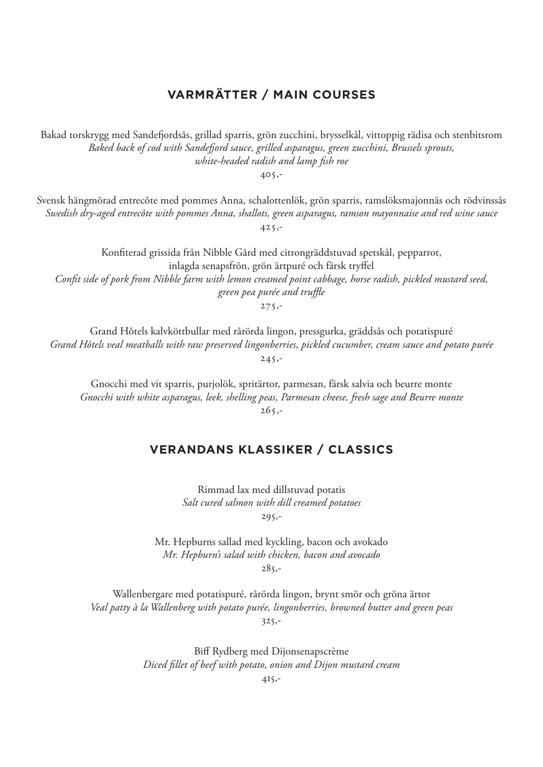## VARMRÄTTER / MAIN COURSES

Bakad torskrygg med Sandefjordsås, grillad sparris, grön zucchini, brysselkål, vittoppig rädisa och stenbitsrom
*Baked back of cod with Sandefjord sauce, grilled asparagus, green zucchini, Brussels sprouts, white-headed radish and lamp fish roe*
405,-

Svensk hängmörad entrecôte med pommes Anna, schalottenlök, grön sparris, ramslöksmajonnäs och rödvinssås
*Swedish dry-aged entrecôte with pommes Anna, shallots, green asparagus, ramson mayonnaise and red wine sauce*
425,-

Konfiterad grissida från Nibble Gård med citrongräddstuvad spetskål, pepparrot, inlagda senapsfrön, grön ärtpuré och färsk tryffel
*Confit side of pork from Nibble farm with lemon creamed point cabbage, horse radish, pickled mustard seed, green pea purée and truffle*
275,-

Grand Hôtels kalvköttbullar med rårörda lingon, pressgurka, gräddsås och potatispuré
*Grand Hôtels veal meatballs with raw preserved lingonberries, pickled cucumber, cream sauce and potato purée*
245,-

Gnocchi med vit sparris, purjolök, spritärtor, parmesan, färsk salvia och beurre monte
*Gnocchi with white asparagus, leek, shelling peas, Parmesan cheese, fresh sage and Beurre monte*
265,-

## VERANDANS KLASSIKER / CLASSICS

Rimmad lax med dillstuvad potatis
*Salt cured salmon with dill creamed potatoes*
295,-

Mr. Hepburns sallad med kyckling, bacon och avokado
*Mr. Hepburn's salad with chicken, bacon and avocado*
285,-

Wallenbergare med potatispuré, rårörda lingon, brynt smör och gröna ärtor
*Veal patty à la Wallenberg with potato purée, lingonberries, browned butter and green peas*
325,-

Biff Rydberg med Dijonsenapscrème
*Diced fillet of beef with potato, onion and Dijon mustard cream*
415,-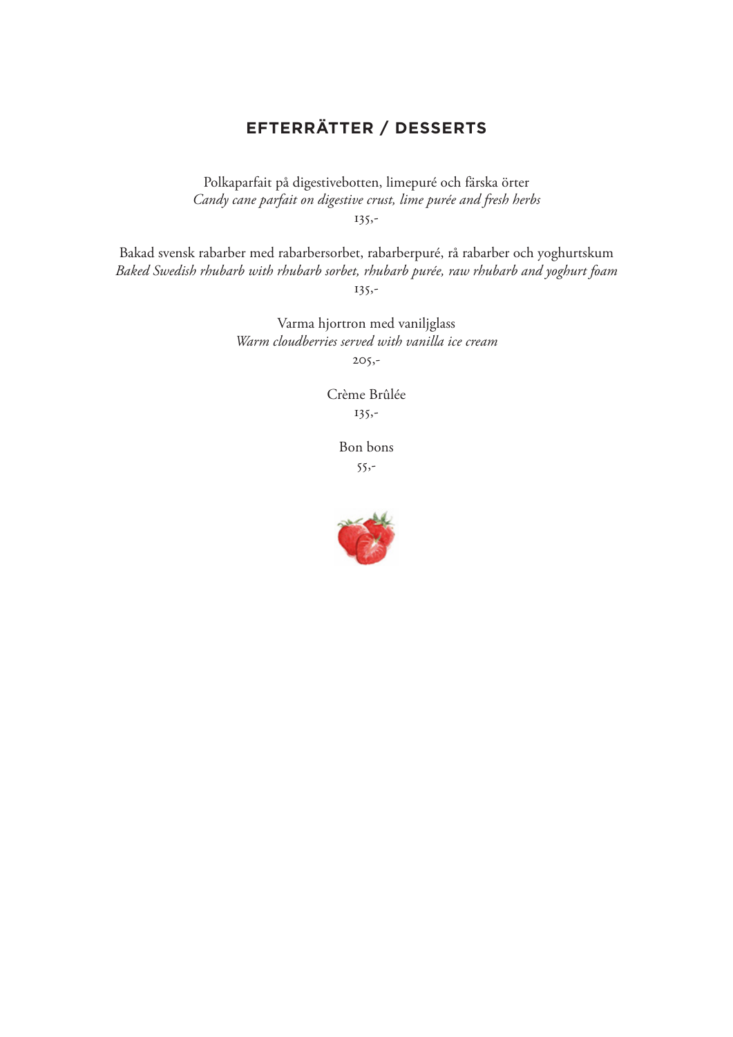## EFTERRÄTTER / DESSERTS

Polkaparfait på digestivebotten, limepuré och färska örter
*Candy cane parfait on digestive crust, lime purée and fresh herbs*
135,-

Bakad svensk rabarber med rabarbersorbet, rabarberpuré, rå rabarber och yoghurtskum
*Baked Swedish rhubarb with rhubarb sorbet, rhubarb purée, raw rhubarb and yoghurt foam*
135,-

Varma hjortron med vaniljglass
*Warm cloudberries served with vanilla ice cream*
205,-

Crème Brûlée
135,-

Bon bons
55,-